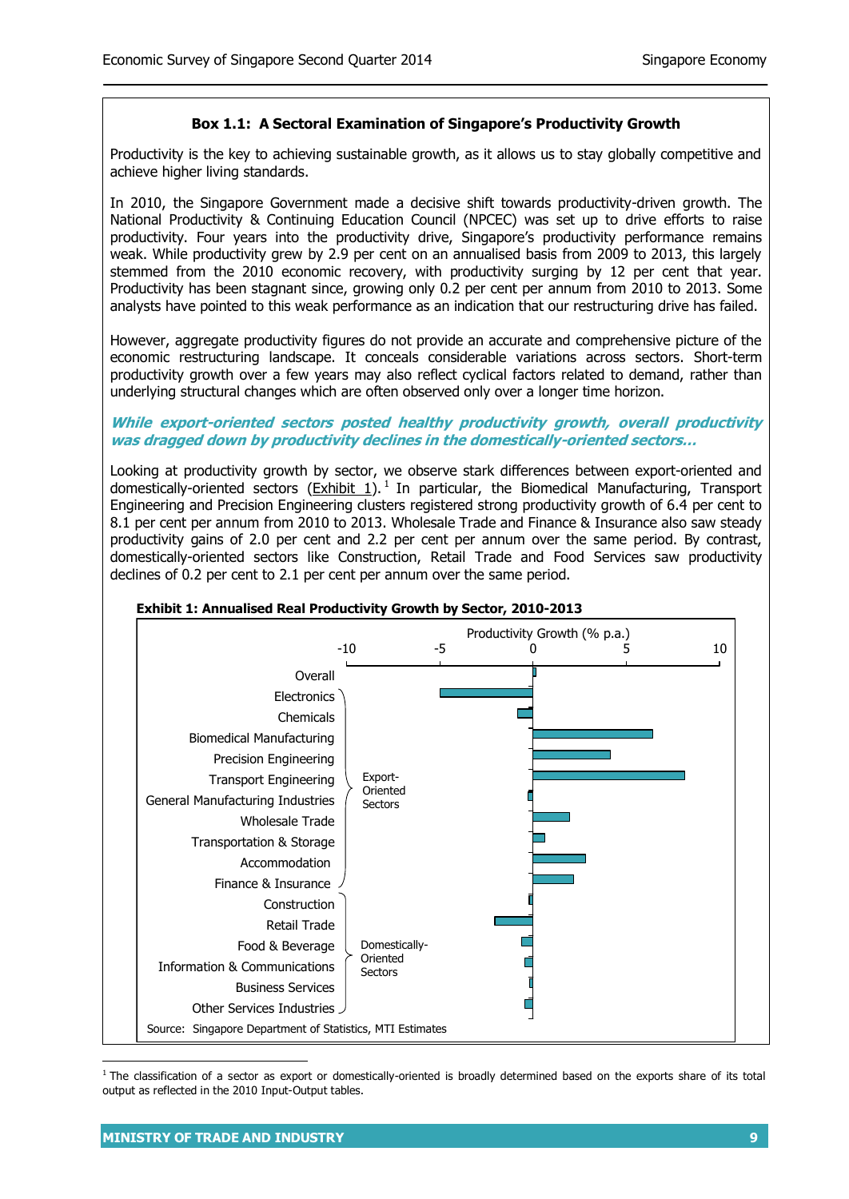### Box 1.1: A Sectoral Examination of Singapore's Productivity Growth

Productivity is the key to achieving sustainable growth, as it allows us to stay globally competitive and achieve higher living standards.

In 2010, the Singapore Government made a decisive shift towards productivity-driven growth. The National Productivity & Continuing Education Council (NPCEC) was set up to drive efforts to raise productivity. Four years into the productivity drive, Singapore's productivity performance remains weak. While productivity grew by 2.9 per cent on an annualised basis from 2009 to 2013, this largely stemmed from the 2010 economic recovery, with productivity surging by 12 per cent that year. Productivity has been stagnant since, growing only 0.2 per cent per annum from 2010 to 2013. Some analysts have pointed to this weak performance as an indication that our restructuring drive has failed.

However, aggregate productivity figures do not provide an accurate and comprehensive picture of the economic restructuring landscape. It conceals considerable variations across sectors. Short-term productivity growth over a few years may also reflect cyclical factors related to demand, rather than underlying structural changes which are often observed only over a longer time horizon.

***While export-oriented sectors posted healthy productivity growth, overall productivity was dragged down by productivity declines in the domestically-oriented sectors…***

Looking at productivity growth by sector, we observe stark differences between export-oriented and domestically-oriented sectors (Exhibit 1).[1] In particular, the Biomedical Manufacturing, Transport Engineering and Precision Engineering clusters registered strong productivity growth of 6.4 per cent to 8.1 per cent per annum from 2010 to 2013. Wholesale Trade and Finance & Insurance also saw steady productivity gains of 2.0 per cent and 2.2 per cent per annum over the same period. By contrast, domestically-oriented sectors like Construction, Retail Trade and Food Services saw productivity declines of 0.2 per cent to 2.1 per cent per annum over the same period.

**Exhibit 1: Annualised Real Productivity Growth by Sector, 2010-2013**

Productivity Growth (% p.a.)

| Sector | Grouping |
|---|---|
| Overall | |
| Electronics | Export-Oriented Sectors |
| Chemicals | Export-Oriented Sectors |
| Biomedical Manufacturing | Export-Oriented Sectors |
| Precision Engineering | Export-Oriented Sectors |
| Transport Engineering | Export-Oriented Sectors |
| General Manufacturing Industries | Export-Oriented Sectors |
| Wholesale Trade | Export-Oriented Sectors |
| Transportation & Storage | Export-Oriented Sectors |
| Accommodation | Export-Oriented Sectors |
| Finance & Insurance | Export-Oriented Sectors |
| Construction | Domestically-Oriented Sectors |
| Retail Trade | Domestically-Oriented Sectors |
| Food & Beverage | Domestically-Oriented Sectors |
| Information & Communications | Domestically-Oriented Sectors |
| Business Services | Domestically-Oriented Sectors |
| Other Services Industries | Domestically-Oriented Sectors |

Source: Singapore Department of Statistics, MTI Estimates

[1] The classification of a sector as export or domestically-oriented is broadly determined based on the exports share of its total output as reflected in the 2010 Input-Output tables.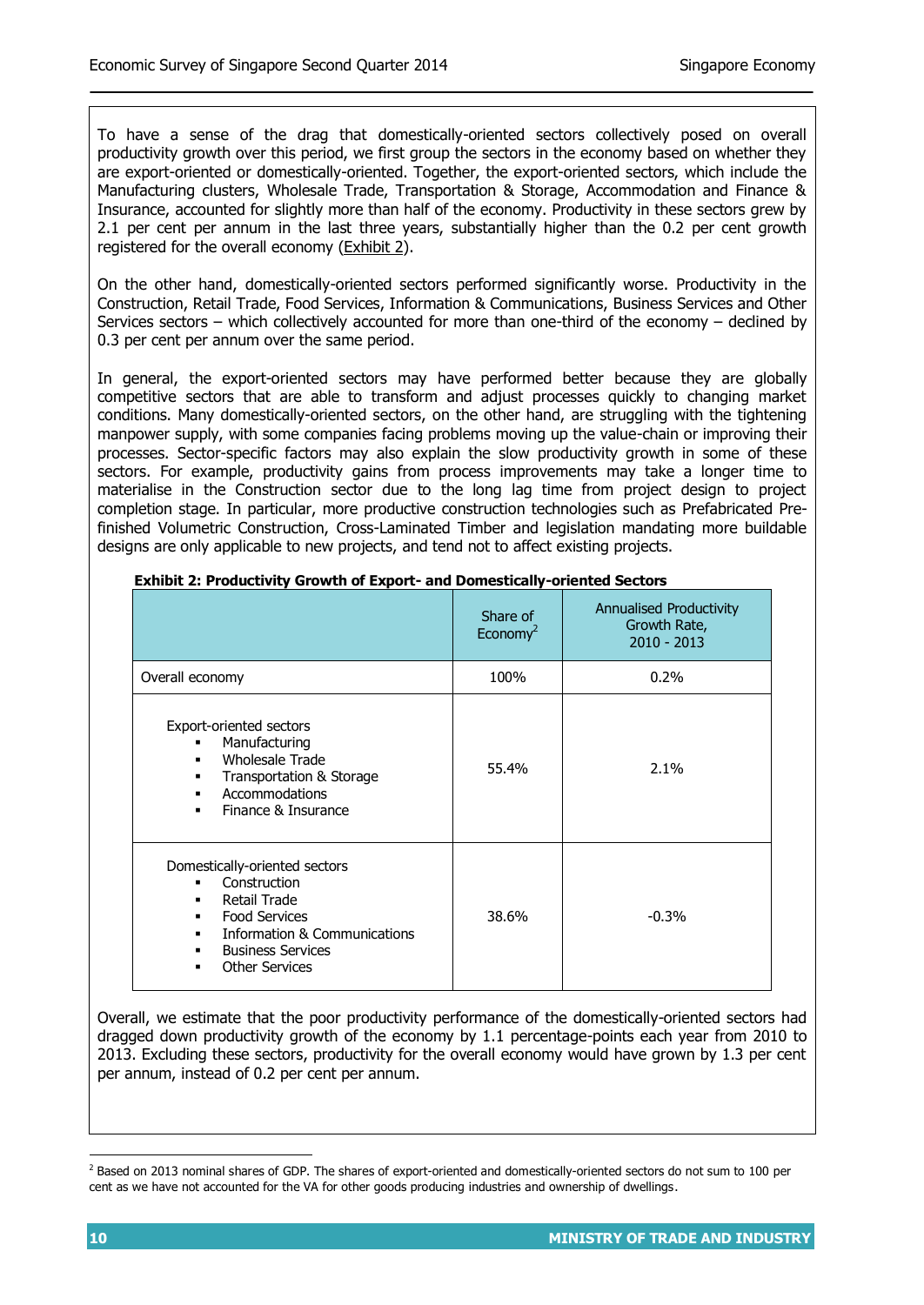To have a sense of the drag that domestically-oriented sectors collectively posed on overall productivity growth over this period, we first group the sectors in the economy based on whether they are export-oriented or domestically-oriented. Together, the export-oriented sectors, which include the Manufacturing clusters, Wholesale Trade, Transportation & Storage, Accommodation and Finance & Insurance, accounted for slightly more than half of the economy. Productivity in these sectors grew by 2.1 per cent per annum in the last three years, substantially higher than the 0.2 per cent growth registered for the overall economy (Exhibit 2).

On the other hand, domestically-oriented sectors performed significantly worse. Productivity in the Construction, Retail Trade, Food Services, Information & Communications, Business Services and Other Services sectors – which collectively accounted for more than one-third of the economy – declined by 0.3 per cent per annum over the same period.

In general, the export-oriented sectors may have performed better because they are globally competitive sectors that are able to transform and adjust processes quickly to changing market conditions. Many domestically-oriented sectors, on the other hand, are struggling with the tightening manpower supply, with some companies facing problems moving up the value-chain or improving their processes. Sector-specific factors may also explain the slow productivity growth in some of these sectors. For example, productivity gains from process improvements may take a longer time to materialise in the Construction sector due to the long lag time from project design to project completion stage. In particular, more productive construction technologies such as Prefabricated Pre-finished Volumetric Construction, Cross-Laminated Timber and legislation mandating more buildable designs are only applicable to new projects, and tend not to affect existing projects.

**Exhibit 2: Productivity Growth of Export- and Domestically-oriented Sectors**

| | Share of Economy[2] | Annualised Productivity Growth Rate, 2010 - 2013 |
|---|---|---|
| Overall economy | 100% | 0.2% |
| Export-oriented sectors<br>▪ Manufacturing<br>▪ Wholesale Trade<br>▪ Transportation & Storage<br>▪ Accommodations<br>▪ Finance & Insurance | 55.4% | 2.1% |
| Domestically-oriented sectors<br>▪ Construction<br>▪ Retail Trade<br>▪ Food Services<br>▪ Information & Communications<br>▪ Business Services<br>▪ Other Services | 38.6% | -0.3% |

Overall, we estimate that the poor productivity performance of the domestically-oriented sectors had dragged down productivity growth of the economy by 1.1 percentage-points each year from 2010 to 2013. Excluding these sectors, productivity for the overall economy would have grown by 1.3 per cent per annum, instead of 0.2 per cent per annum.

[2] Based on 2013 nominal shares of GDP. The shares of export-oriented and domestically-oriented sectors do not sum to 100 per cent as we have not accounted for the VA for other goods producing industries and ownership of dwellings.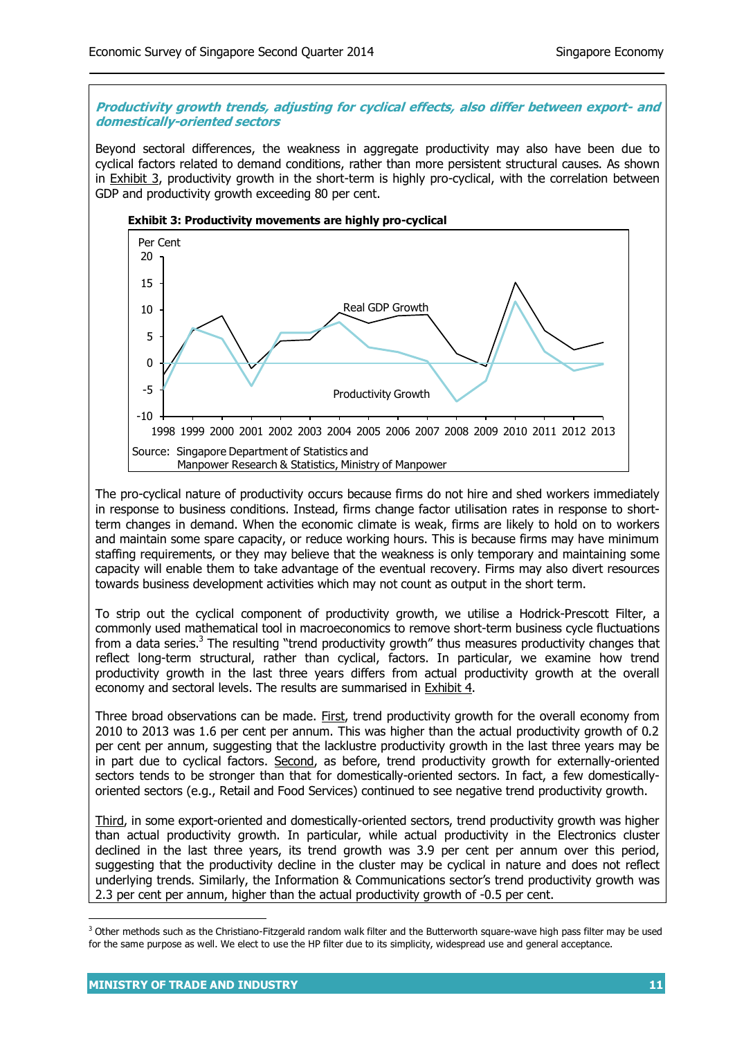***Productivity growth trends, adjusting for cyclical effects, also differ between export- and domestically-oriented sectors***

Beyond sectoral differences, the weakness in aggregate productivity may also have been due to cyclical factors related to demand conditions, rather than more persistent structural causes. As shown in Exhibit 3, productivity growth in the short-term is highly pro-cyclical, with the correlation between GDP and productivity growth exceeding 80 per cent.

**Exhibit 3: Productivity movements are highly pro-cyclical**

Source: Singapore Department of Statistics and Manpower Research & Statistics, Ministry of Manpower

The pro-cyclical nature of productivity occurs because firms do not hire and shed workers immediately in response to business conditions. Instead, firms change factor utilisation rates in response to short-term changes in demand. When the economic climate is weak, firms are likely to hold on to workers and maintain some spare capacity, or reduce working hours. This is because firms may have minimum staffing requirements, or they may believe that the weakness is only temporary and maintaining some capacity will enable them to take advantage of the eventual recovery. Firms may also divert resources towards business development activities which may not count as output in the short term.

To strip out the cyclical component of productivity growth, we utilise a Hodrick-Prescott Filter, a commonly used mathematical tool in macroeconomics to remove short-term business cycle fluctuations from a data series.[3] The resulting "trend productivity growth" thus measures productivity changes that reflect long-term structural, rather than cyclical, factors. In particular, we examine how trend productivity growth in the last three years differs from actual productivity growth at the overall economy and sectoral levels. The results are summarised in Exhibit 4.

Three broad observations can be made. First, trend productivity growth for the overall economy from 2010 to 2013 was 1.6 per cent per annum. This was higher than the actual productivity growth of 0.2 per cent per annum, suggesting that the lacklustre productivity growth in the last three years may be in part due to cyclical factors. Second, as before, trend productivity growth for externally-oriented sectors tends to be stronger than that for domestically-oriented sectors. In fact, a few domestically-oriented sectors (e.g., Retail and Food Services) continued to see negative trend productivity growth.

Third, in some export-oriented and domestically-oriented sectors, trend productivity growth was higher than actual productivity growth. In particular, while actual productivity in the Electronics cluster declined in the last three years, its trend growth was 3.9 per cent per annum over this period, suggesting that the productivity decline in the cluster may be cyclical in nature and does not reflect underlying trends. Similarly, the Information & Communications sector's trend productivity growth was 2.3 per cent per annum, higher than the actual productivity growth of -0.5 per cent.

[3] Other methods such as the Christiano-Fitzgerald random walk filter and the Butterworth square-wave high pass filter may be used for the same purpose as well. We elect to use the HP filter due to its simplicity, widespread use and general acceptance.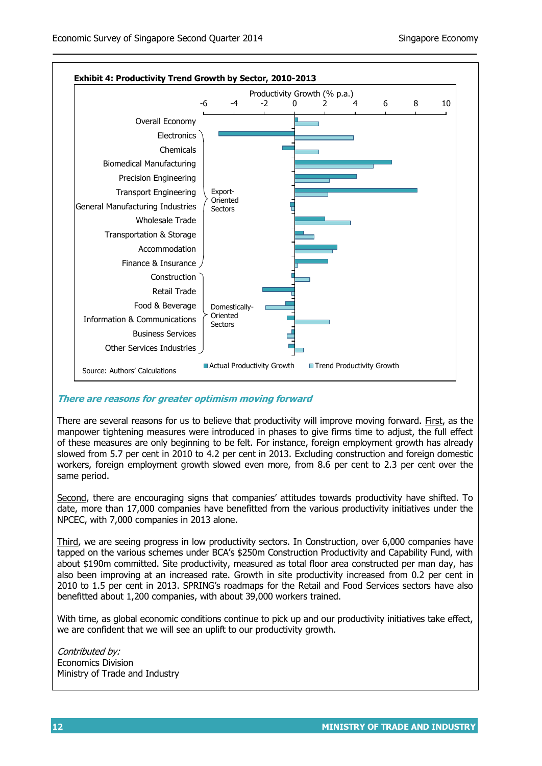**Exhibit 4: Productivity Trend Growth by Sector, 2010-2013**

Productivity Growth (% p.a.)

-6 -4 -2 0 2 4 6 8 10

Overall Economy

Electronics

Chemicals

Biomedical Manufacturing

Precision Engineering

Transport Engineering

General Manufacturing Industries

Wholesale Trade

Transportation & Storage

Accommodation

Finance & Insurance

Construction

Retail Trade

Food & Beverage

Information & Communications

Business Services

Other Services Industries

Export-Oriented Sectors

Domestically-Oriented Sectors

Actual Productivity Growth    Trend Productivity Growth

Source: Authors' Calculations

### *There are reasons for greater optimism moving forward*

There are several reasons for us to believe that productivity will improve moving forward. First, as the manpower tightening measures were introduced in phases to give firms time to adjust, the full effect of these measures are only beginning to be felt. For instance, foreign employment growth has already slowed from 5.7 per cent in 2010 to 4.2 per cent in 2013. Excluding construction and foreign domestic workers, foreign employment growth slowed even more, from 8.6 per cent to 2.3 per cent over the same period.

Second, there are encouraging signs that companies' attitudes towards productivity have shifted. To date, more than 17,000 companies have benefitted from the various productivity initiatives under the NPCEC, with 7,000 companies in 2013 alone.

Third, we are seeing progress in low productivity sectors. In Construction, over 6,000 companies have tapped on the various schemes under BCA's $250m Construction Productivity and Capability Fund, with about $190m committed. Site productivity, measured as total floor area constructed per man day, has also been improving at an increased rate. Growth in site productivity increased from 0.2 per cent in 2010 to 1.5 per cent in 2013. SPRING's roadmaps for the Retail and Food Services sectors have also benefitted about 1,200 companies, with about 39,000 workers trained.

With time, as global economic conditions continue to pick up and our productivity initiatives take effect, we are confident that we will see an uplift to our productivity growth.

*Contributed by:*
Economics Division
Ministry of Trade and Industry